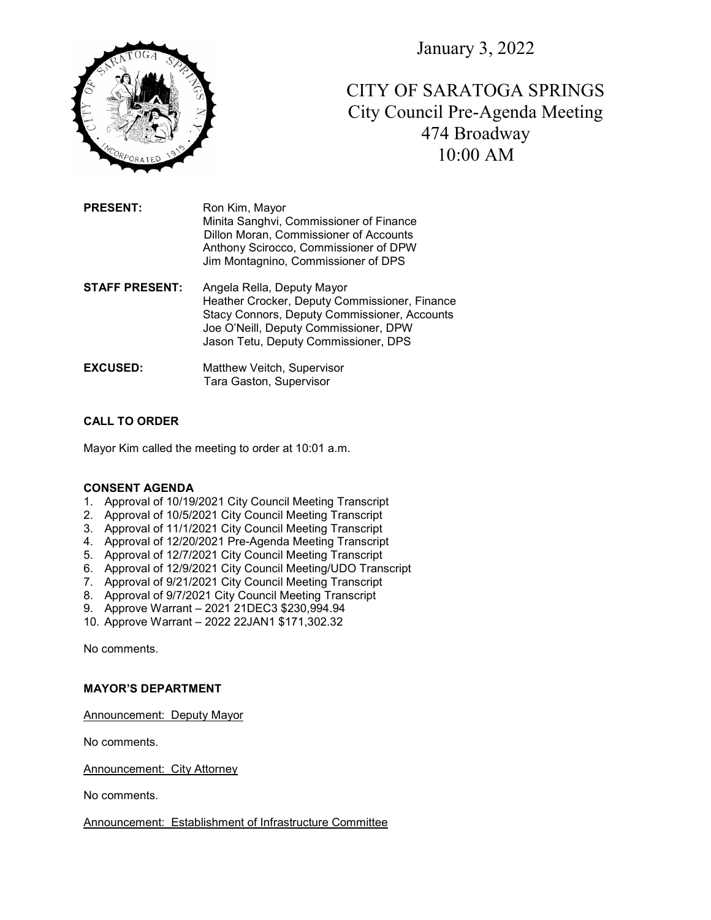January 3, 2022

# CITY OF SARATOGA SPRINGS
## City Council Pre-Agenda Meeting
474 Broadway
10:00 AM

**PRESENT:** Ron Kim, Mayor
Minita Sanghvi, Commissioner of Finance
Dillon Moran, Commissioner of Accounts
Anthony Scirocco, Commissioner of DPW
Jim Montagnino, Commissioner of DPS

**STAFF PRESENT:** Angela Rella, Deputy Mayor
Heather Crocker, Deputy Commissioner, Finance
Stacy Connors, Deputy Commissioner, Accounts
Joe O'Neill, Deputy Commissioner, DPW
Jason Tetu, Deputy Commissioner, DPS

**EXCUSED:** Matthew Veitch, Supervisor
Tara Gaston, Supervisor

**CALL TO ORDER**

Mayor Kim called the meeting to order at 10:01 a.m.

**CONSENT AGENDA**

1. Approval of 10/19/2021 City Council Meeting Transcript
2. Approval of 10/5/2021 City Council Meeting Transcript
3. Approval of 11/1/2021 City Council Meeting Transcript
4. Approval of 12/20/2021 Pre-Agenda Meeting Transcript
5. Approval of 12/7/2021 City Council Meeting Transcript
6. Approval of 12/9/2021 City Council Meeting/UDO Transcript
7. Approval of 9/21/2021 City Council Meeting Transcript
8. Approval of 9/7/2021 City Council Meeting Transcript
9. Approve Warrant – 2021 21DEC3 $230,994.94
10. Approve Warrant – 2022 22JAN1 $171,302.32

No comments.

**MAYOR'S DEPARTMENT**

Announcement: Deputy Mayor

No comments.

Announcement: City Attorney

No comments.

Announcement: Establishment of Infrastructure Committee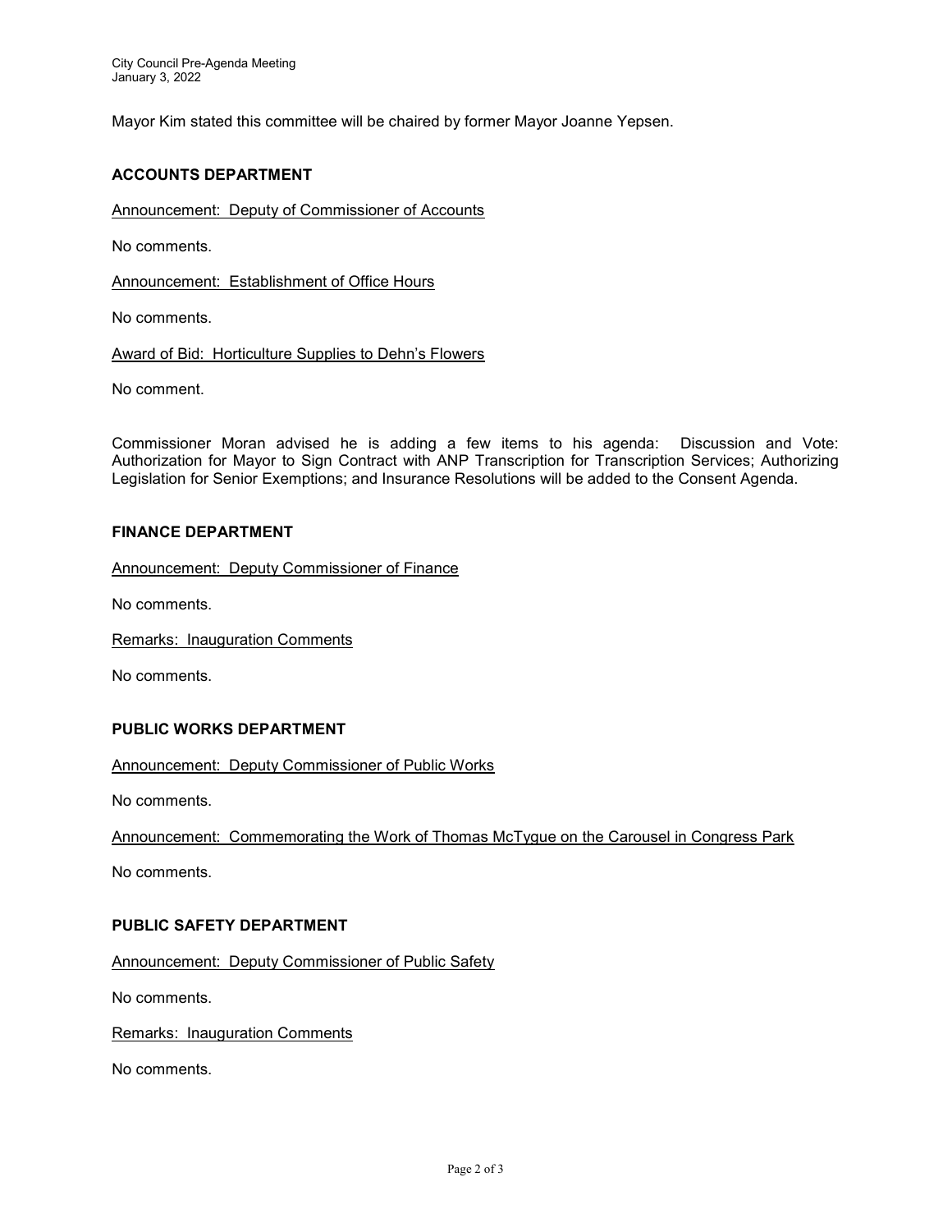Mayor Kim stated this committee will be chaired by former Mayor Joanne Yepsen.

## ACCOUNTS DEPARTMENT

Announcement: Deputy of Commissioner of Accounts

No comments.

Announcement: Establishment of Office Hours

No comments.

Award of Bid: Horticulture Supplies to Dehn's Flowers

No comment.

Commissioner Moran advised he is adding a few items to his agenda: Discussion and Vote: Authorization for Mayor to Sign Contract with ANP Transcription for Transcription Services; Authorizing Legislation for Senior Exemptions; and Insurance Resolutions will be added to the Consent Agenda.

## FINANCE DEPARTMENT

Announcement: Deputy Commissioner of Finance

No comments.

Remarks: Inauguration Comments

No comments.

## PUBLIC WORKS DEPARTMENT

Announcement: Deputy Commissioner of Public Works

No comments.

Announcement: Commemorating the Work of Thomas McTygue on the Carousel in Congress Park

No comments.

## PUBLIC SAFETY DEPARTMENT

Announcement: Deputy Commissioner of Public Safety

No comments.

Remarks: Inauguration Comments

No comments.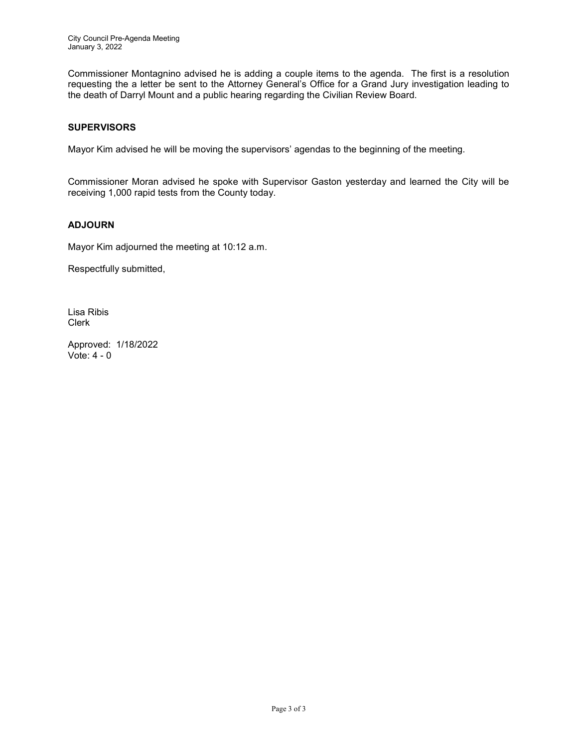Commissioner Montagnino advised he is adding a couple items to the agenda. The first is a resolution requesting the a letter be sent to the Attorney General's Office for a Grand Jury investigation leading to the death of Darryl Mount and a public hearing regarding the Civilian Review Board.

**SUPERVISORS**

Mayor Kim advised he will be moving the supervisors' agendas to the beginning of the meeting.

Commissioner Moran advised he spoke with Supervisor Gaston yesterday and learned the City will be receiving 1,000 rapid tests from the County today.

**ADJOURN**

Mayor Kim adjourned the meeting at 10:12 a.m.

Respectfully submitted,

Lisa Ribis
Clerk

Approved: 1/18/2022
Vote: 4 - 0